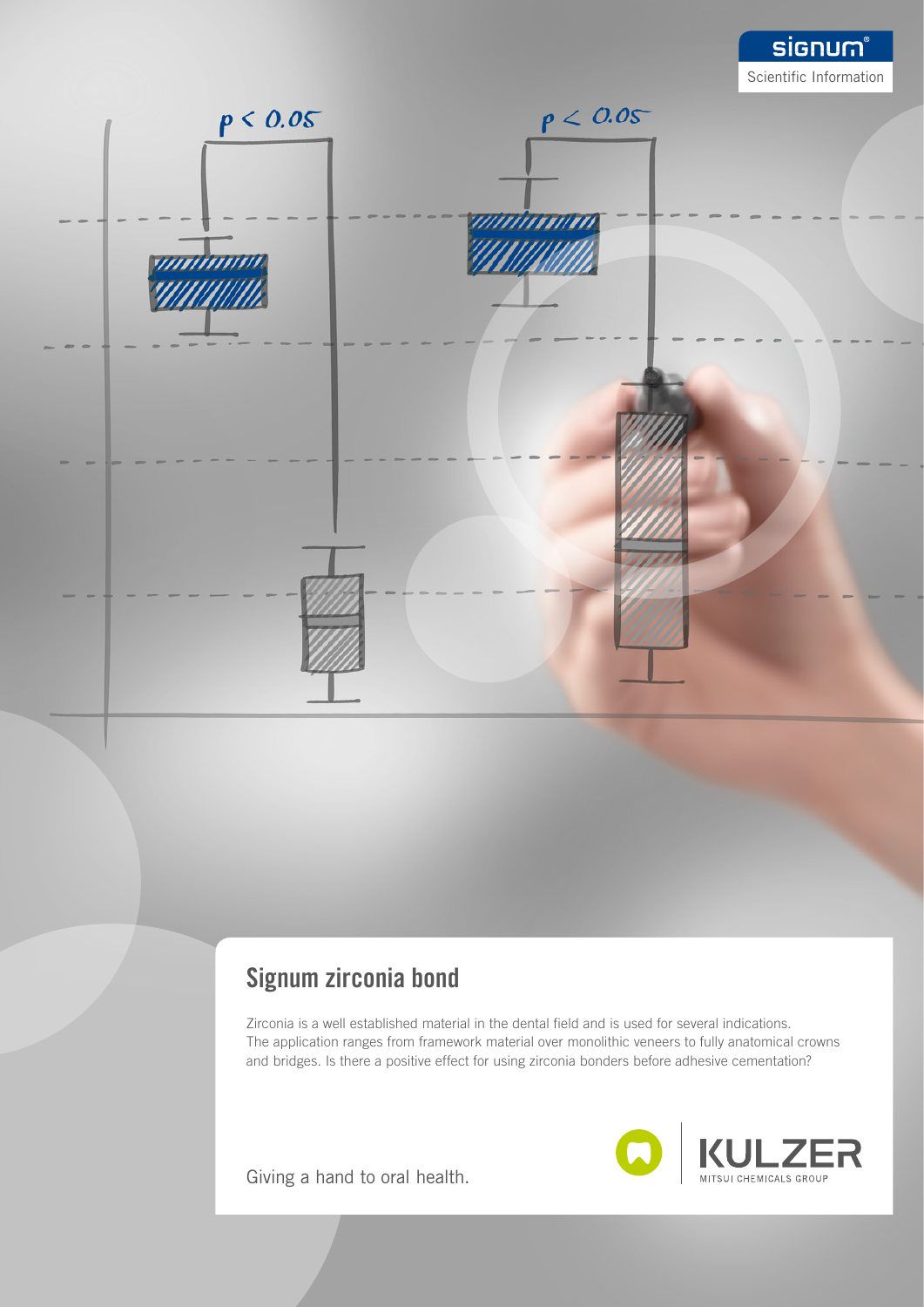signum®
Scientific Information

# Signum zirconia bond

Zirconia is a well established material in the dental field and is used for several indications. The application ranges from framework material over monolithic veneers to fully anatomical crowns and bridges. Is there a positive effect for using zirconia bonders before adhesive cementation?

Giving a hand to oral health.

KULZER
MITSUI CHEMICALS GROUP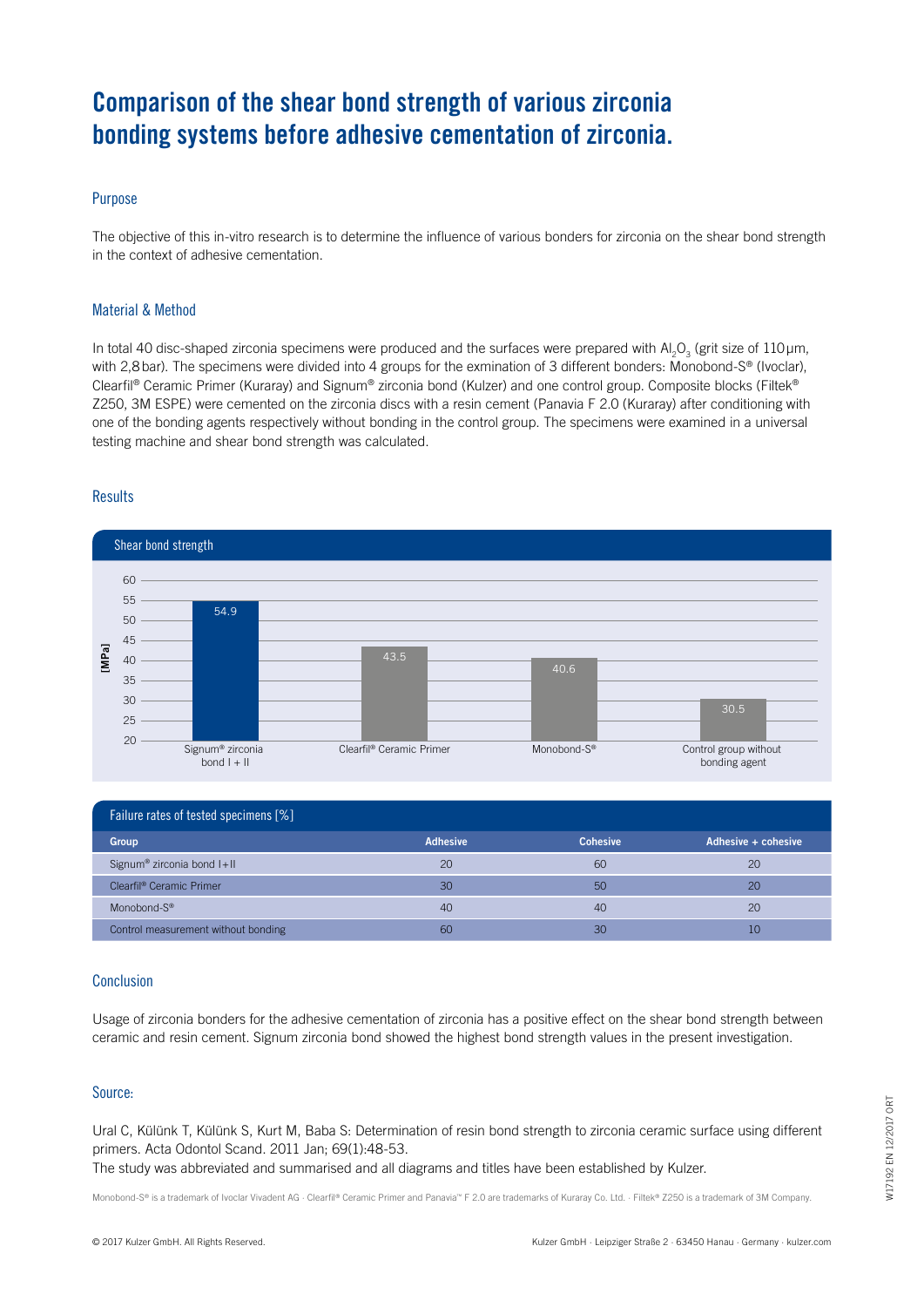# Comparison of the shear bond strength of various zirconia bonding systems before adhesive cementation of zirconia.

## Purpose

The objective of this in-vitro research is to determine the influence of various bonders for zirconia on the shear bond strength in the context of adhesive cementation.

## Material & Method

In total 40 disc-shaped zirconia specimens were produced and the surfaces were prepared with $Al_2O_3$ (grit size of 110 µm, with 2,8 bar). The specimens were divided into 4 groups for the exmination of 3 different bonders: Monobond-S® (Ivoclar), Clearfil® Ceramic Primer (Kuraray) and Signum® zirconia bond (Kulzer) and one control group. Composite blocks (Filtek® Z250, 3M ESPE) were cemented on the zirconia discs with a resin cement (Panavia F 2.0 (Kuraray) after conditioning with one of the bonding agents respectively without bonding in the control group. The specimens were examined in a universal testing machine and shear bond strength was calculated.

## Results

Shear bond strength

[MPa]

60
55
50
45
40
35
30
25
20

54.9
43.5
40.6
30.5

Signum® zirconia bond I + II
Clearfil® Ceramic Primer
Monobond-S®
Control group without bonding agent

Failure rates of tested specimens [%]

| Group | Adhesive | Cohesive | Adhesive + cohesive |
|---|---|---|---|
| Signum® zirconia bond I+II | 20 | 60 | 20 |
| Clearfil® Ceramic Primer | 30 | 50 | 20 |
| Monobond-S® | 40 | 40 | 20 |
| Control measurement without bonding | 60 | 30 | 10 |

## Conclusion

Usage of zirconia bonders for the adhesive cementation of zirconia has a positive effect on the shear bond strength between ceramic and resin cement. Signum zirconia bond showed the highest bond strength values in the present investigation.

## Source:

Ural C, Külünk T, Külünk S, Kurt M, Baba S: Determination of resin bond strength to zirconia ceramic surface using different primers. Acta Odontol Scand. 2011 Jan; 69(1):48-53.
The study was abbreviated and summarised and all diagrams and titles have been established by Kulzer.

Monobond-S® is a trademark of Ivoclar Vivadent AG · Clearfil® Ceramic Primer and Panavia™ F 2.0 are trademarks of Kuraray Co. Ltd. · Filtek® Z250 is a trademark of 3M Company.

W17192 EN 12/2017 ORT

© 2017 Kulzer GmbH. All Rights Reserved.

Kulzer GmbH · Leipziger Straße 2 · 63450 Hanau · Germany · kulzer.com